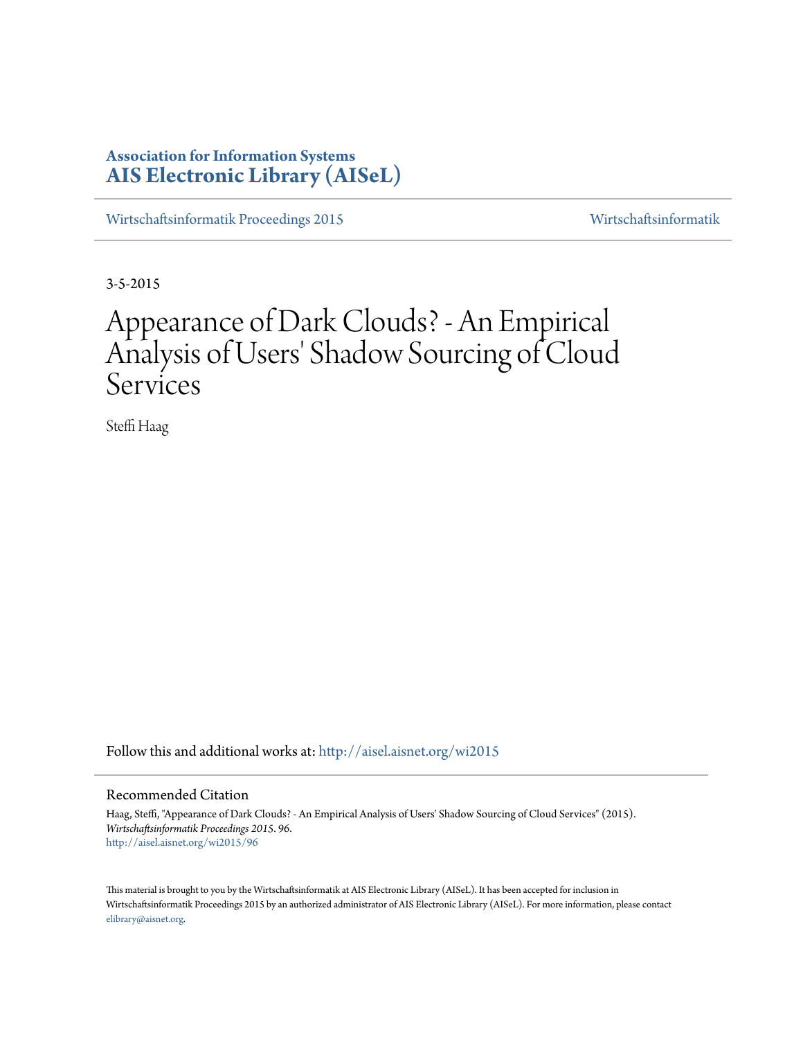**Association for Information Systems**
**AIS Electronic Library (AISeL)**

Wirtschaftsinformatik Proceedings 2015 — Wirtschaftsinformatik

3-5-2015

# Appearance of Dark Clouds? - An Empirical Analysis of Users' Shadow Sourcing of Cloud Services

Steffi Haag

Follow this and additional works at: http://aisel.aisnet.org/wi2015

## Recommended Citation

Haag, Steffi, "Appearance of Dark Clouds? - An Empirical Analysis of Users' Shadow Sourcing of Cloud Services" (2015). *Wirtschaftsinformatik Proceedings 2015*. 96.
http://aisel.aisnet.org/wi2015/96

This material is brought to you by the Wirtschaftsinformatik at AIS Electronic Library (AISeL). It has been accepted for inclusion in Wirtschaftsinformatik Proceedings 2015 by an authorized administrator of AIS Electronic Library (AISeL). For more information, please contact elibrary@aisnet.org.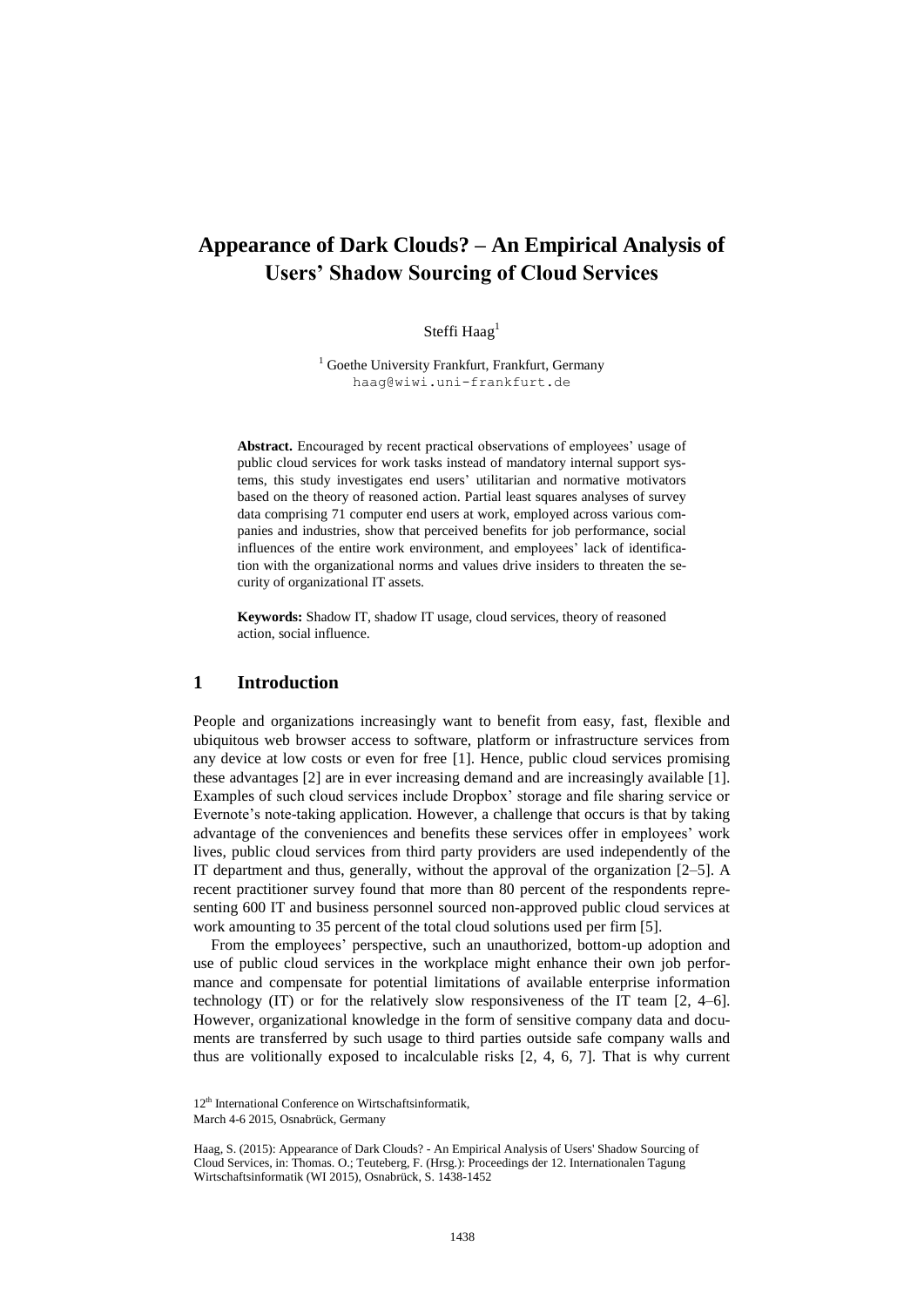# Appearance of Dark Clouds? – An Empirical Analysis of Users' Shadow Sourcing of Cloud Services

Steffi Haag[1]

[1] Goethe University Frankfurt, Frankfurt, Germany
haag@wiwi.uni-frankfurt.de

**Abstract.** Encouraged by recent practical observations of employees' usage of public cloud services for work tasks instead of mandatory internal support systems, this study investigates end users' utilitarian and normative motivators based on the theory of reasoned action. Partial least squares analyses of survey data comprising 71 computer end users at work, employed across various companies and industries, show that perceived benefits for job performance, social influences of the entire work environment, and employees' lack of identification with the organizational norms and values drive insiders to threaten the security of organizational IT assets.

**Keywords:** Shadow IT, shadow IT usage, cloud services, theory of reasoned action, social influence.

## 1 Introduction

People and organizations increasingly want to benefit from easy, fast, flexible and ubiquitous web browser access to software, platform or infrastructure services from any device at low costs or even for free [1]. Hence, public cloud services promising these advantages [2] are in ever increasing demand and are increasingly available [1]. Examples of such cloud services include Dropbox' storage and file sharing service or Evernote's note-taking application. However, a challenge that occurs is that by taking advantage of the conveniences and benefits these services offer in employees' work lives, public cloud services from third party providers are used independently of the IT department and thus, generally, without the approval of the organization [2–5]. A recent practitioner survey found that more than 80 percent of the respondents representing 600 IT and business personnel sourced non-approved public cloud services at work amounting to 35 percent of the total cloud solutions used per firm [5].

From the employees' perspective, such an unauthorized, bottom-up adoption and use of public cloud services in the workplace might enhance their own job performance and compensate for potential limitations of available enterprise information technology (IT) or for the relatively slow responsiveness of the IT team [2, 4–6]. However, organizational knowledge in the form of sensitive company data and documents are transferred by such usage to third parties outside safe company walls and thus are volitionally exposed to incalculable risks [2, 4, 6, 7]. That is why current

12th International Conference on Wirtschaftsinformatik,
March 4-6 2015, Osnabrück, Germany

Haag, S. (2015): Appearance of Dark Clouds? - An Empirical Analysis of Users' Shadow Sourcing of Cloud Services, in: Thomas. O.; Teuteberg, F. (Hrsg.): Proceedings der 12. Internationalen Tagung Wirtschaftsinformatik (WI 2015), Osnabrück, S. 1438-1452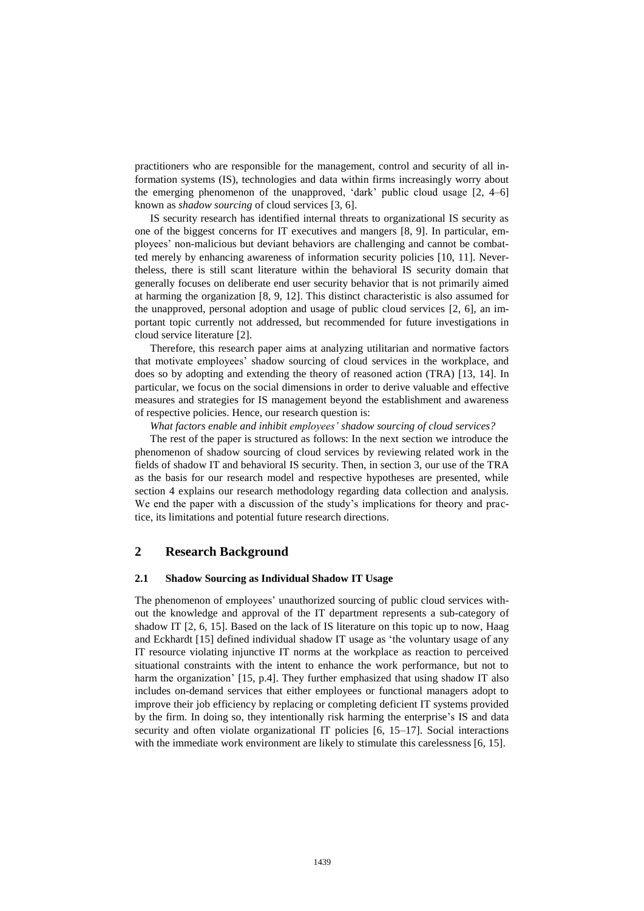practitioners who are responsible for the management, control and security of all information systems (IS), technologies and data within firms increasingly worry about the emerging phenomenon of the unapproved, 'dark' public cloud usage [2, 4–6] known as *shadow sourcing* of cloud services [3, 6].

IS security research has identified internal threats to organizational IS security as one of the biggest concerns for IT executives and mangers [8, 9]. In particular, employees' non-malicious but deviant behaviors are challenging and cannot be combatted merely by enhancing awareness of information security policies [10, 11]. Nevertheless, there is still scant literature within the behavioral IS security domain that generally focuses on deliberate end user security behavior that is not primarily aimed at harming the organization [8, 9, 12]. This distinct characteristic is also assumed for the unapproved, personal adoption and usage of public cloud services [2, 6], an important topic currently not addressed, but recommended for future investigations in cloud service literature [2].

Therefore, this research paper aims at analyzing utilitarian and normative factors that motivate employees' shadow sourcing of cloud services in the workplace, and does so by adopting and extending the theory of reasoned action (TRA) [13, 14]. In particular, we focus on the social dimensions in order to derive valuable and effective measures and strategies for IS management beyond the establishment and awareness of respective policies. Hence, our research question is:

*What factors enable and inhibit employees' shadow sourcing of cloud services?*

The rest of the paper is structured as follows: In the next section we introduce the phenomenon of shadow sourcing of cloud services by reviewing related work in the fields of shadow IT and behavioral IS security. Then, in section 3, our use of the TRA as the basis for our research model and respective hypotheses are presented, while section 4 explains our research methodology regarding data collection and analysis. We end the paper with a discussion of the study's implications for theory and practice, its limitations and potential future research directions.

## 2 Research Background

### 2.1 Shadow Sourcing as Individual Shadow IT Usage

The phenomenon of employees' unauthorized sourcing of public cloud services without the knowledge and approval of the IT department represents a sub-category of shadow IT [2, 6, 15]. Based on the lack of IS literature on this topic up to now, Haag and Eckhardt [15] defined individual shadow IT usage as 'the voluntary usage of any IT resource violating injunctive IT norms at the workplace as reaction to perceived situational constraints with the intent to enhance the work performance, but not to harm the organization' [15, p.4]. They further emphasized that using shadow IT also includes on-demand services that either employees or functional managers adopt to improve their job efficiency by replacing or completing deficient IT systems provided by the firm. In doing so, they intentionally risk harming the enterprise's IS and data security and often violate organizational IT policies [6, 15–17]. Social interactions with the immediate work environment are likely to stimulate this carelessness [6, 15].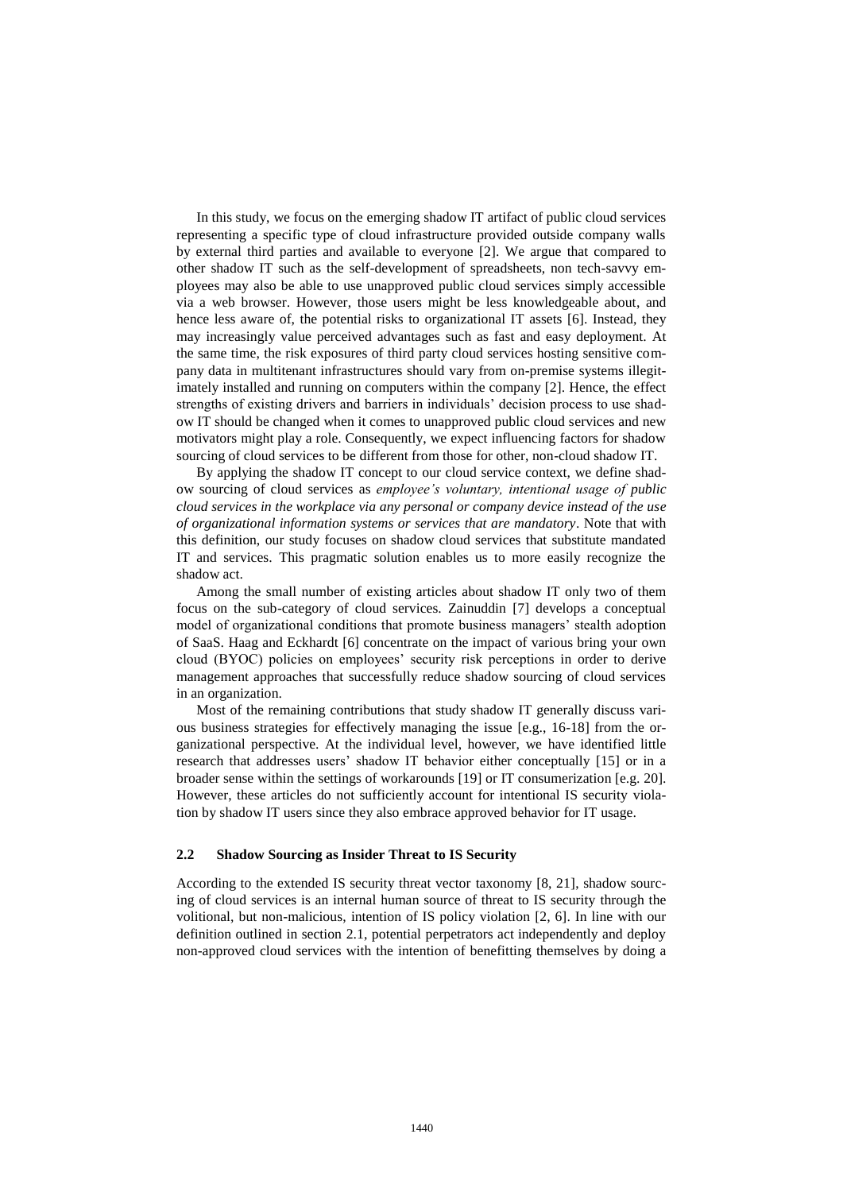In this study, we focus on the emerging shadow IT artifact of public cloud services representing a specific type of cloud infrastructure provided outside company walls by external third parties and available to everyone [2]. We argue that compared to other shadow IT such as the self-development of spreadsheets, non tech-savvy employees may also be able to use unapproved public cloud services simply accessible via a web browser. However, those users might be less knowledgeable about, and hence less aware of, the potential risks to organizational IT assets [6]. Instead, they may increasingly value perceived advantages such as fast and easy deployment. At the same time, the risk exposures of third party cloud services hosting sensitive company data in multitenant infrastructures should vary from on-premise systems illegitimately installed and running on computers within the company [2]. Hence, the effect strengths of existing drivers and barriers in individuals' decision process to use shadow IT should be changed when it comes to unapproved public cloud services and new motivators might play a role. Consequently, we expect influencing factors for shadow sourcing of cloud services to be different from those for other, non-cloud shadow IT.

By applying the shadow IT concept to our cloud service context, we define shadow sourcing of cloud services as *employee's voluntary, intentional usage of public cloud services in the workplace via any personal or company device instead of the use of organizational information systems or services that are mandatory*. Note that with this definition, our study focuses on shadow cloud services that substitute mandated IT and services. This pragmatic solution enables us to more easily recognize the shadow act.

Among the small number of existing articles about shadow IT only two of them focus on the sub-category of cloud services. Zainuddin [7] develops a conceptual model of organizational conditions that promote business managers' stealth adoption of SaaS. Haag and Eckhardt [6] concentrate on the impact of various bring your own cloud (BYOC) policies on employees' security risk perceptions in order to derive management approaches that successfully reduce shadow sourcing of cloud services in an organization.

Most of the remaining contributions that study shadow IT generally discuss various business strategies for effectively managing the issue [e.g., 16-18] from the organizational perspective. At the individual level, however, we have identified little research that addresses users' shadow IT behavior either conceptually [15] or in a broader sense within the settings of workarounds [19] or IT consumerization [e.g. 20]. However, these articles do not sufficiently account for intentional IS security violation by shadow IT users since they also embrace approved behavior for IT usage.

### 2.2 Shadow Sourcing as Insider Threat to IS Security

According to the extended IS security threat vector taxonomy [8, 21], shadow sourcing of cloud services is an internal human source of threat to IS security through the volitional, but non-malicious, intention of IS policy violation [2, 6]. In line with our definition outlined in section 2.1, potential perpetrators act independently and deploy non-approved cloud services with the intention of benefitting themselves by doing a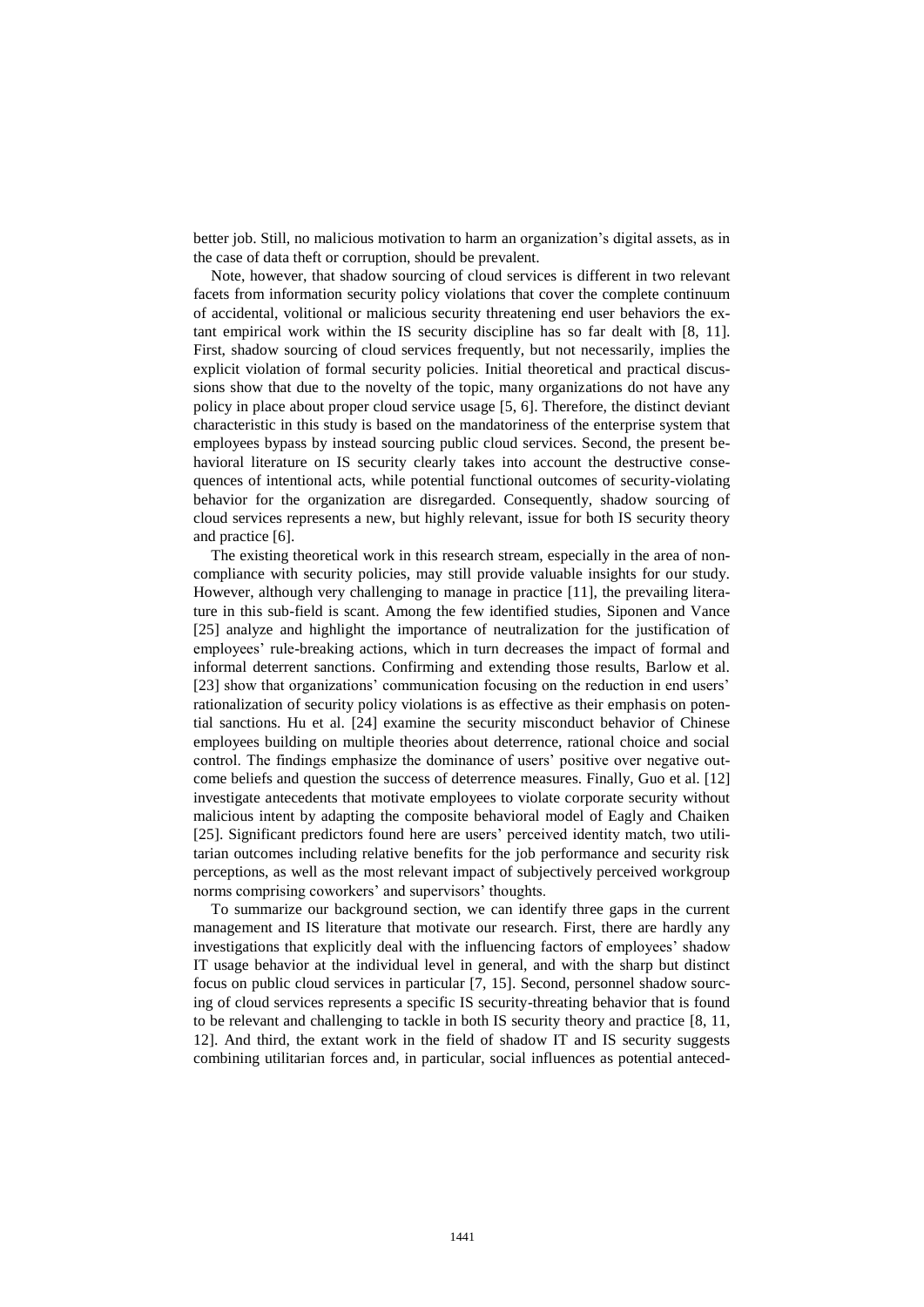better job. Still, no malicious motivation to harm an organization's digital assets, as in the case of data theft or corruption, should be prevalent.

Note, however, that shadow sourcing of cloud services is different in two relevant facets from information security policy violations that cover the complete continuum of accidental, volitional or malicious security threatening end user behaviors the extant empirical work within the IS security discipline has so far dealt with [8, 11]. First, shadow sourcing of cloud services frequently, but not necessarily, implies the explicit violation of formal security policies. Initial theoretical and practical discussions show that due to the novelty of the topic, many organizations do not have any policy in place about proper cloud service usage [5, 6]. Therefore, the distinct deviant characteristic in this study is based on the mandatoriness of the enterprise system that employees bypass by instead sourcing public cloud services. Second, the present behavioral literature on IS security clearly takes into account the destructive consequences of intentional acts, while potential functional outcomes of security-violating behavior for the organization are disregarded. Consequently, shadow sourcing of cloud services represents a new, but highly relevant, issue for both IS security theory and practice [6].

The existing theoretical work in this research stream, especially in the area of noncompliance with security policies, may still provide valuable insights for our study. However, although very challenging to manage in practice [11], the prevailing literature in this sub-field is scant. Among the few identified studies, Siponen and Vance [25] analyze and highlight the importance of neutralization for the justification of employees' rule-breaking actions, which in turn decreases the impact of formal and informal deterrent sanctions. Confirming and extending those results, Barlow et al. [23] show that organizations' communication focusing on the reduction in end users' rationalization of security policy violations is as effective as their emphasis on potential sanctions. Hu et al. [24] examine the security misconduct behavior of Chinese employees building on multiple theories about deterrence, rational choice and social control. The findings emphasize the dominance of users' positive over negative outcome beliefs and question the success of deterrence measures. Finally, Guo et al. [12] investigate antecedents that motivate employees to violate corporate security without malicious intent by adapting the composite behavioral model of Eagly and Chaiken [25]. Significant predictors found here are users' perceived identity match, two utilitarian outcomes including relative benefits for the job performance and security risk perceptions, as well as the most relevant impact of subjectively perceived workgroup norms comprising coworkers' and supervisors' thoughts.

To summarize our background section, we can identify three gaps in the current management and IS literature that motivate our research. First, there are hardly any investigations that explicitly deal with the influencing factors of employees' shadow IT usage behavior at the individual level in general, and with the sharp but distinct focus on public cloud services in particular [7, 15]. Second, personnel shadow sourcing of cloud services represents a specific IS security-threating behavior that is found to be relevant and challenging to tackle in both IS security theory and practice [8, 11, 12]. And third, the extant work in the field of shadow IT and IS security suggests combining utilitarian forces and, in particular, social influences as potential anteced-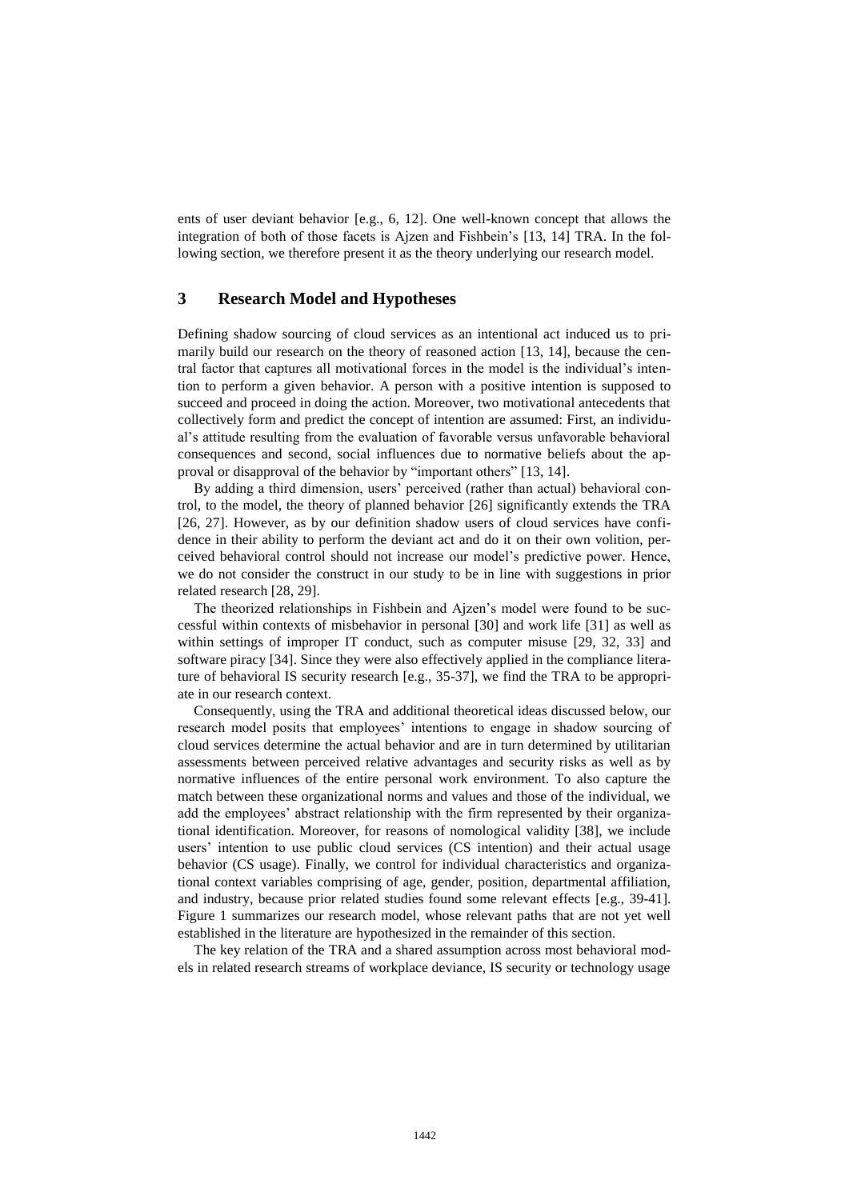ents of user deviant behavior [e.g., 6, 12]. One well-known concept that allows the integration of both of those facets is Ajzen and Fishbein's [13, 14] TRA. In the following section, we therefore present it as the theory underlying our research model.

## 3 Research Model and Hypotheses

Defining shadow sourcing of cloud services as an intentional act induced us to primarily build our research on the theory of reasoned action [13, 14], because the central factor that captures all motivational forces in the model is the individual's intention to perform a given behavior. A person with a positive intention is supposed to succeed and proceed in doing the action. Moreover, two motivational antecedents that collectively form and predict the concept of intention are assumed: First, an individual's attitude resulting from the evaluation of favorable versus unfavorable behavioral consequences and second, social influences due to normative beliefs about the approval or disapproval of the behavior by "important others" [13, 14].

By adding a third dimension, users' perceived (rather than actual) behavioral control, to the model, the theory of planned behavior [26] significantly extends the TRA [26, 27]. However, as by our definition shadow users of cloud services have confidence in their ability to perform the deviant act and do it on their own volition, perceived behavioral control should not increase our model's predictive power. Hence, we do not consider the construct in our study to be in line with suggestions in prior related research [28, 29].

The theorized relationships in Fishbein and Ajzen's model were found to be successful within contexts of misbehavior in personal [30] and work life [31] as well as within settings of improper IT conduct, such as computer misuse [29, 32, 33] and software piracy [34]. Since they were also effectively applied in the compliance literature of behavioral IS security research [e.g., 35-37], we find the TRA to be appropriate in our research context.

Consequently, using the TRA and additional theoretical ideas discussed below, our research model posits that employees' intentions to engage in shadow sourcing of cloud services determine the actual behavior and are in turn determined by utilitarian assessments between perceived relative advantages and security risks as well as by normative influences of the entire personal work environment. To also capture the match between these organizational norms and values and those of the individual, we add the employees' abstract relationship with the firm represented by their organizational identification. Moreover, for reasons of nomological validity [38], we include users' intention to use public cloud services (CS intention) and their actual usage behavior (CS usage). Finally, we control for individual characteristics and organizational context variables comprising of age, gender, position, departmental affiliation, and industry, because prior related studies found some relevant effects [e.g., 39-41]. Figure 1 summarizes our research model, whose relevant paths that are not yet well established in the literature are hypothesized in the remainder of this section.

The key relation of the TRA and a shared assumption across most behavioral models in related research streams of workplace deviance, IS security or technology usage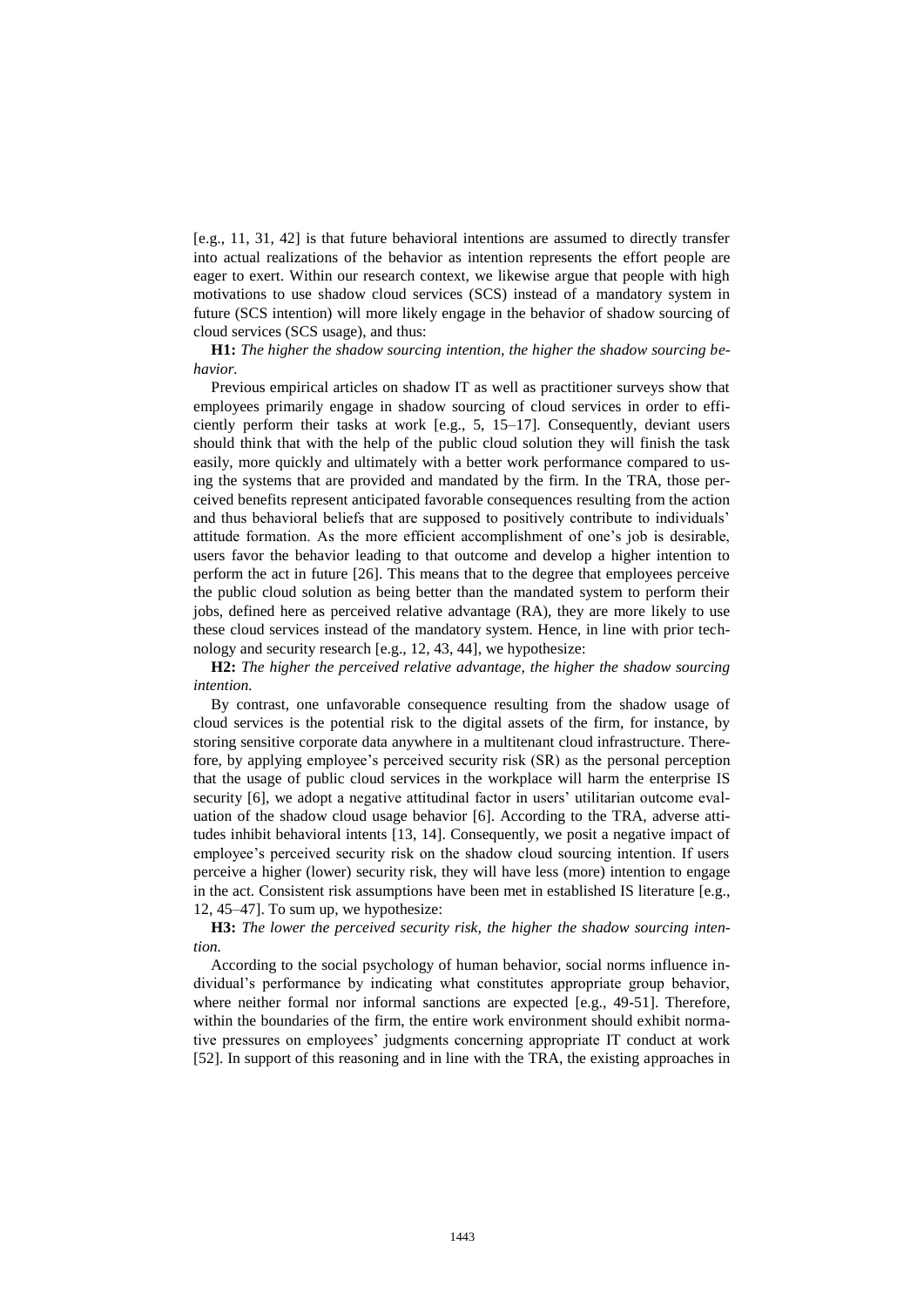[e.g., 11, 31, 42] is that future behavioral intentions are assumed to directly transfer into actual realizations of the behavior as intention represents the effort people are eager to exert. Within our research context, we likewise argue that people with high motivations to use shadow cloud services (SCS) instead of a mandatory system in future (SCS intention) will more likely engage in the behavior of shadow sourcing of cloud services (SCS usage), and thus:

**H1:** *The higher the shadow sourcing intention, the higher the shadow sourcing behavior.*

Previous empirical articles on shadow IT as well as practitioner surveys show that employees primarily engage in shadow sourcing of cloud services in order to efficiently perform their tasks at work [e.g., 5, 15–17]. Consequently, deviant users should think that with the help of the public cloud solution they will finish the task easily, more quickly and ultimately with a better work performance compared to using the systems that are provided and mandated by the firm. In the TRA, those perceived benefits represent anticipated favorable consequences resulting from the action and thus behavioral beliefs that are supposed to positively contribute to individuals' attitude formation. As the more efficient accomplishment of one's job is desirable, users favor the behavior leading to that outcome and develop a higher intention to perform the act in future [26]. This means that to the degree that employees perceive the public cloud solution as being better than the mandated system to perform their jobs, defined here as perceived relative advantage (RA), they are more likely to use these cloud services instead of the mandatory system. Hence, in line with prior technology and security research [e.g., 12, 43, 44], we hypothesize:

**H2:** *The higher the perceived relative advantage, the higher the shadow sourcing intention.*

By contrast, one unfavorable consequence resulting from the shadow usage of cloud services is the potential risk to the digital assets of the firm, for instance, by storing sensitive corporate data anywhere in a multitenant cloud infrastructure. Therefore, by applying employee's perceived security risk (SR) as the personal perception that the usage of public cloud services in the workplace will harm the enterprise IS security [6], we adopt a negative attitudinal factor in users' utilitarian outcome evaluation of the shadow cloud usage behavior [6]. According to the TRA, adverse attitudes inhibit behavioral intents [13, 14]. Consequently, we posit a negative impact of employee's perceived security risk on the shadow cloud sourcing intention. If users perceive a higher (lower) security risk, they will have less (more) intention to engage in the act. Consistent risk assumptions have been met in established IS literature [e.g., 12, 45–47]. To sum up, we hypothesize:

**H3:** *The lower the perceived security risk, the higher the shadow sourcing intention.*

According to the social psychology of human behavior, social norms influence individual's performance by indicating what constitutes appropriate group behavior, where neither formal nor informal sanctions are expected [e.g., 49-51]. Therefore, within the boundaries of the firm, the entire work environment should exhibit normative pressures on employees' judgments concerning appropriate IT conduct at work [52]. In support of this reasoning and in line with the TRA, the existing approaches in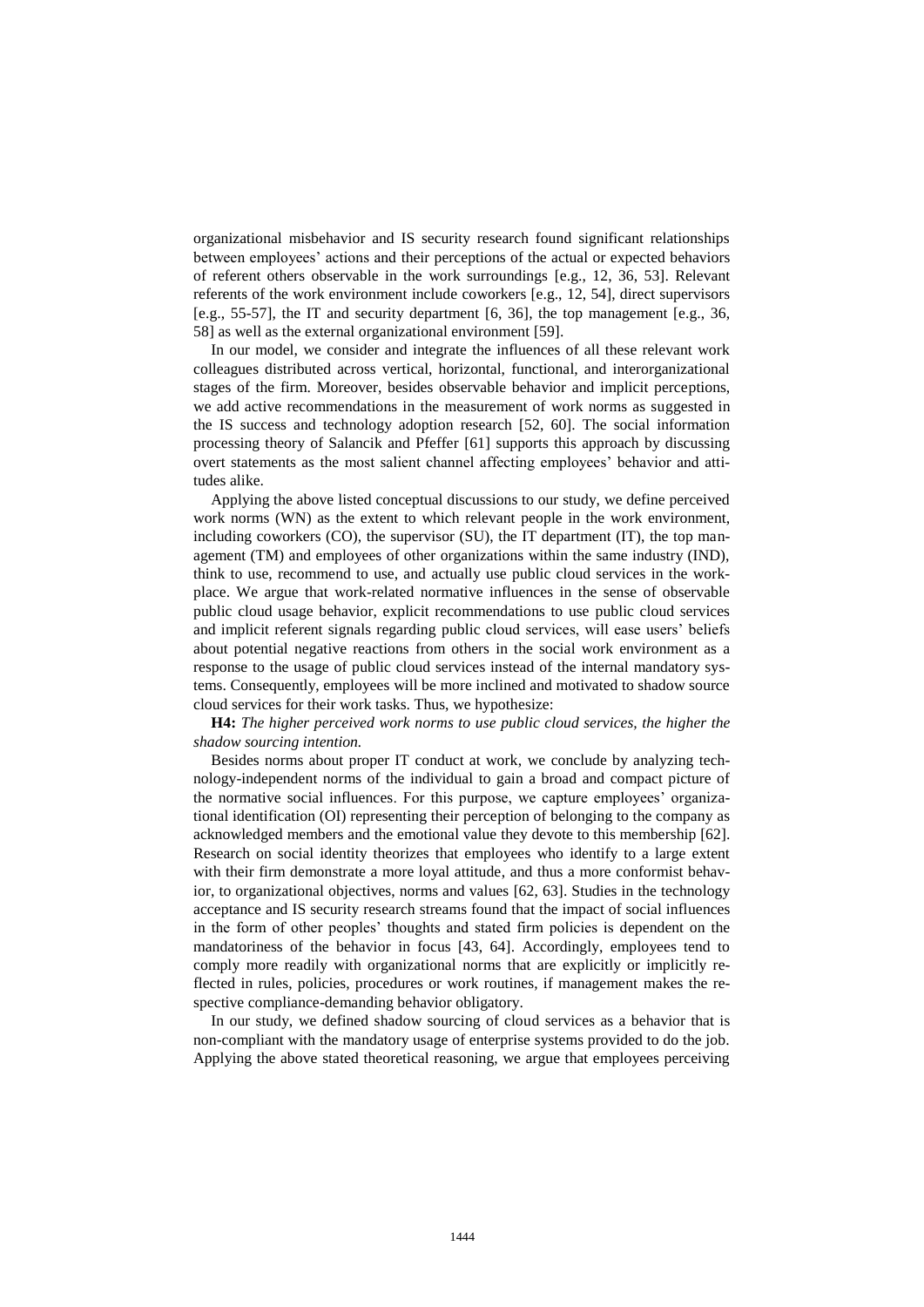organizational misbehavior and IS security research found significant relationships between employees' actions and their perceptions of the actual or expected behaviors of referent others observable in the work surroundings [e.g., 12, 36, 53]. Relevant referents of the work environment include coworkers [e.g., 12, 54], direct supervisors [e.g., 55-57], the IT and security department [6, 36], the top management [e.g., 36, 58] as well as the external organizational environment [59].

In our model, we consider and integrate the influences of all these relevant work colleagues distributed across vertical, horizontal, functional, and interorganizational stages of the firm. Moreover, besides observable behavior and implicit perceptions, we add active recommendations in the measurement of work norms as suggested in the IS success and technology adoption research [52, 60]. The social information processing theory of Salancik and Pfeffer [61] supports this approach by discussing overt statements as the most salient channel affecting employees' behavior and attitudes alike.

Applying the above listed conceptual discussions to our study, we define perceived work norms (WN) as the extent to which relevant people in the work environment, including coworkers (CO), the supervisor (SU), the IT department (IT), the top management (TM) and employees of other organizations within the same industry (IND), think to use, recommend to use, and actually use public cloud services in the workplace. We argue that work-related normative influences in the sense of observable public cloud usage behavior, explicit recommendations to use public cloud services and implicit referent signals regarding public cloud services, will ease users' beliefs about potential negative reactions from others in the social work environment as a response to the usage of public cloud services instead of the internal mandatory systems. Consequently, employees will be more inclined and motivated to shadow source cloud services for their work tasks. Thus, we hypothesize:

**H4:** *The higher perceived work norms to use public cloud services, the higher the shadow sourcing intention.*

Besides norms about proper IT conduct at work, we conclude by analyzing technology-independent norms of the individual to gain a broad and compact picture of the normative social influences. For this purpose, we capture employees' organizational identification (OI) representing their perception of belonging to the company as acknowledged members and the emotional value they devote to this membership [62]. Research on social identity theorizes that employees who identify to a large extent with their firm demonstrate a more loyal attitude, and thus a more conformist behavior, to organizational objectives, norms and values [62, 63]. Studies in the technology acceptance and IS security research streams found that the impact of social influences in the form of other peoples' thoughts and stated firm policies is dependent on the mandatoriness of the behavior in focus [43, 64]. Accordingly, employees tend to comply more readily with organizational norms that are explicitly or implicitly reflected in rules, policies, procedures or work routines, if management makes the respective compliance-demanding behavior obligatory.

In our study, we defined shadow sourcing of cloud services as a behavior that is non-compliant with the mandatory usage of enterprise systems provided to do the job. Applying the above stated theoretical reasoning, we argue that employees perceiving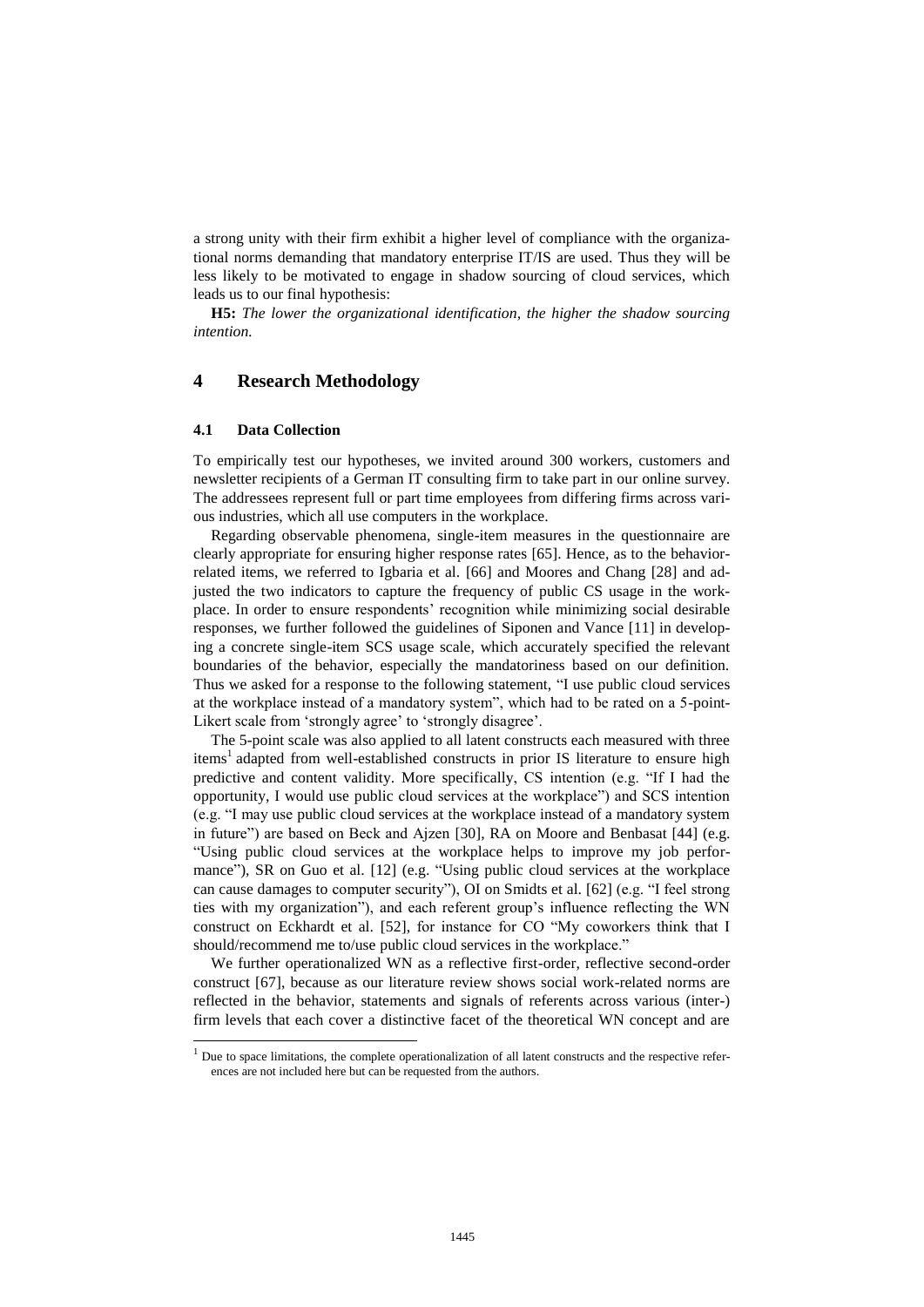a strong unity with their firm exhibit a higher level of compliance with the organizational norms demanding that mandatory enterprise IT/IS are used. Thus they will be less likely to be motivated to engage in shadow sourcing of cloud services, which leads us to our final hypothesis:

**H5:** *The lower the organizational identification, the higher the shadow sourcing intention.*

## 4 Research Methodology

### 4.1 Data Collection

To empirically test our hypotheses, we invited around 300 workers, customers and newsletter recipients of a German IT consulting firm to take part in our online survey. The addressees represent full or part time employees from differing firms across various industries, which all use computers in the workplace.

Regarding observable phenomena, single-item measures in the questionnaire are clearly appropriate for ensuring higher response rates [65]. Hence, as to the behavior-related items, we referred to Igbaria et al. [66] and Moores and Chang [28] and adjusted the two indicators to capture the frequency of public CS usage in the workplace. In order to ensure respondents' recognition while minimizing social desirable responses, we further followed the guidelines of Siponen and Vance [11] in developing a concrete single-item SCS usage scale, which accurately specified the relevant boundaries of the behavior, especially the mandatoriness based on our definition. Thus we asked for a response to the following statement, "I use public cloud services at the workplace instead of a mandatory system", which had to be rated on a 5-point-Likert scale from 'strongly agree' to 'strongly disagree'.

The 5-point scale was also applied to all latent constructs each measured with three items[1] adapted from well-established constructs in prior IS literature to ensure high predictive and content validity. More specifically, CS intention (e.g. "If I had the opportunity, I would use public cloud services at the workplace") and SCS intention (e.g. "I may use public cloud services at the workplace instead of a mandatory system in future") are based on Beck and Ajzen [30], RA on Moore and Benbasat [44] (e.g. "Using public cloud services at the workplace helps to improve my job performance"), SR on Guo et al. [12] (e.g. "Using public cloud services at the workplace can cause damages to computer security"), OI on Smidts et al. [62] (e.g. "I feel strong ties with my organization"), and each referent group's influence reflecting the WN construct on Eckhardt et al. [52], for instance for CO "My coworkers think that I should/recommend me to/use public cloud services in the workplace."

We further operationalized WN as a reflective first-order, reflective second-order construct [67], because as our literature review shows social work-related norms are reflected in the behavior, statements and signals of referents across various (inter-) firm levels that each cover a distinctive facet of the theoretical WN concept and are

[1] Due to space limitations, the complete operationalization of all latent constructs and the respective references are not included here but can be requested from the authors.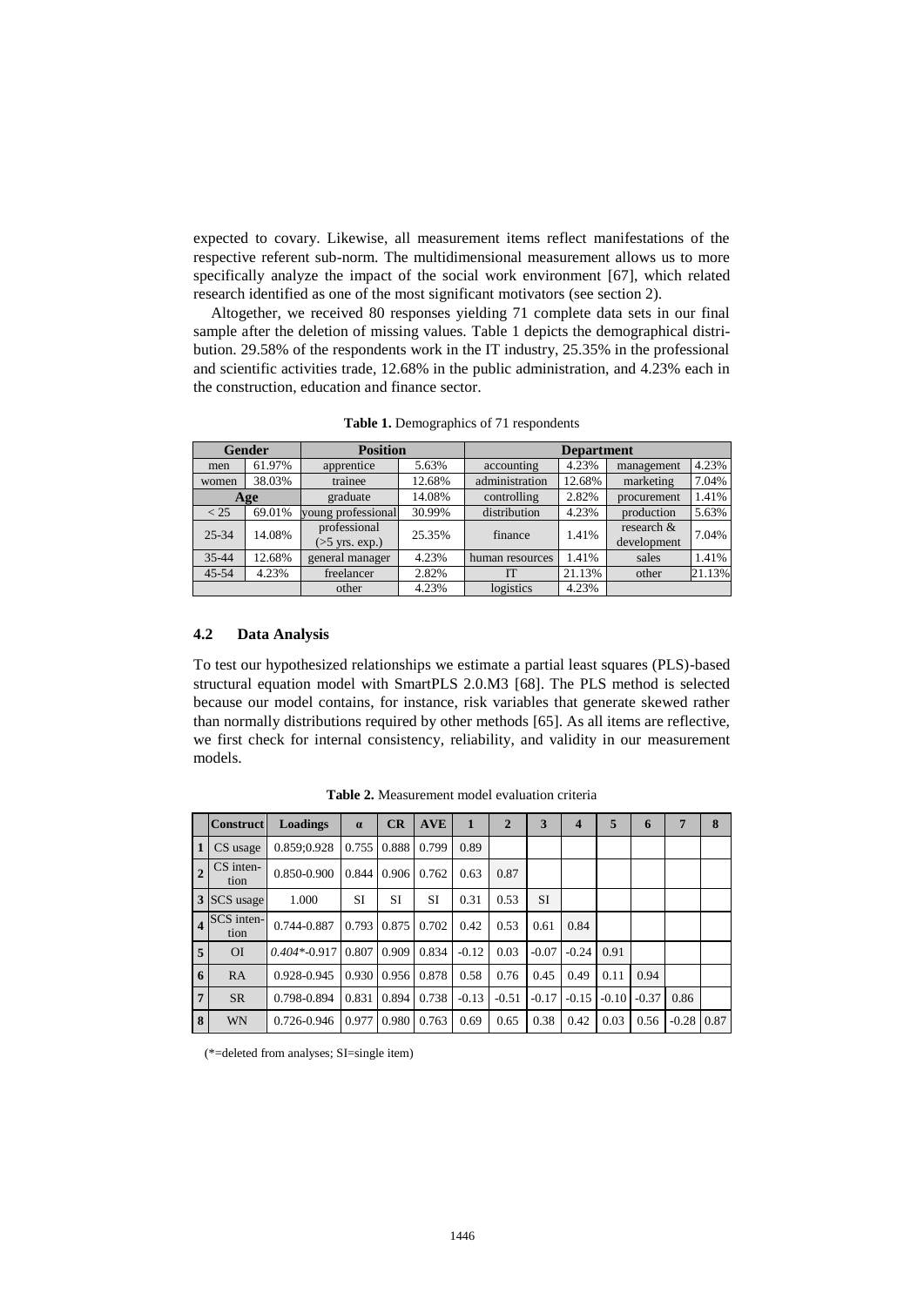expected to covary. Likewise, all measurement items reflect manifestations of the respective referent sub-norm. The multidimensional measurement allows us to more specifically analyze the impact of the social work environment [67], which related research identified as one of the most significant motivators (see section 2).

Altogether, we received 80 responses yielding 71 complete data sets in our final sample after the deletion of missing values. Table 1 depicts the demographical distribution. 29.58% of the respondents work in the IT industry, 25.35% in the professional and scientific activities trade, 12.68% in the public administration, and 4.23% each in the construction, education and finance sector.

**Table 1.** Demographics of 71 respondents

| Gender | | Position | | Department | | | |
|---|---|---|---|---|---|---|---|
| men | 61.97% | apprentice | 5.63% | accounting | 4.23% | management | 4.23% |
| women | 38.03% | trainee | 12.68% | administration | 12.68% | marketing | 7.04% |
| **Age** | | graduate | 14.08% | controlling | 2.82% | procurement | 1.41% |
| < 25 | 69.01% | young professional | 30.99% | distribution | 4.23% | production | 5.63% |
| 25-34 | 14.08% | professional (>5 yrs. exp.) | 25.35% | finance | 1.41% | research & development | 7.04% |
| 35-44 | 12.68% | general manager | 4.23% | human resources | 1.41% | sales | 1.41% |
| 45-54 | 4.23% | freelancer | 2.82% | IT | 21.13% | other | 21.13% |
| | | other | 4.23% | logistics | 4.23% | | |

### 4.2 Data Analysis

To test our hypothesized relationships we estimate a partial least squares (PLS)-based structural equation model with SmartPLS 2.0.M3 [68]. The PLS method is selected because our model contains, for instance, risk variables that generate skewed rather than normally distributions required by other methods [65]. As all items are reflective, we first check for internal consistency, reliability, and validity in our measurement models.

**Table 2.** Measurement model evaluation criteria

| | Construct | Loadings | α | CR | AVE | 1 | 2 | 3 | 4 | 5 | 6 | 7 | 8 |
|---|---|---|---|---|---|---|---|---|---|---|---|---|---|
| 1 | CS usage | 0.859;0.928 | 0.755 | 0.888 | 0.799 | 0.89 | | | | | | | |
| 2 | CS intention | 0.850-0.900 | 0.844 | 0.906 | 0.762 | 0.63 | 0.87 | | | | | | |
| 3 | SCS usage | 1.000 | SI | SI | SI | 0.31 | 0.53 | SI | | | | | |
| 4 | SCS intention | 0.744-0.887 | 0.793 | 0.875 | 0.702 | 0.42 | 0.53 | 0.61 | 0.84 | | | | |
| 5 | OI | *0.404**-0.917 | 0.807 | 0.909 | 0.834 | -0.12 | 0.03 | -0.07 | -0.24 | 0.91 | | | |
| 6 | RA | 0.928-0.945 | 0.930 | 0.956 | 0.878 | 0.58 | 0.76 | 0.45 | 0.49 | 0.11 | 0.94 | | |
| 7 | SR | 0.798-0.894 | 0.831 | 0.894 | 0.738 | -0.13 | -0.51 | -0.17 | -0.15 | -0.10 | -0.37 | 0.86 | |
| 8 | WN | 0.726-0.946 | 0.977 | 0.980 | 0.763 | 0.69 | 0.65 | 0.38 | 0.42 | 0.03 | 0.56 | -0.28 | 0.87 |

(*=deleted from analyses; SI=single item)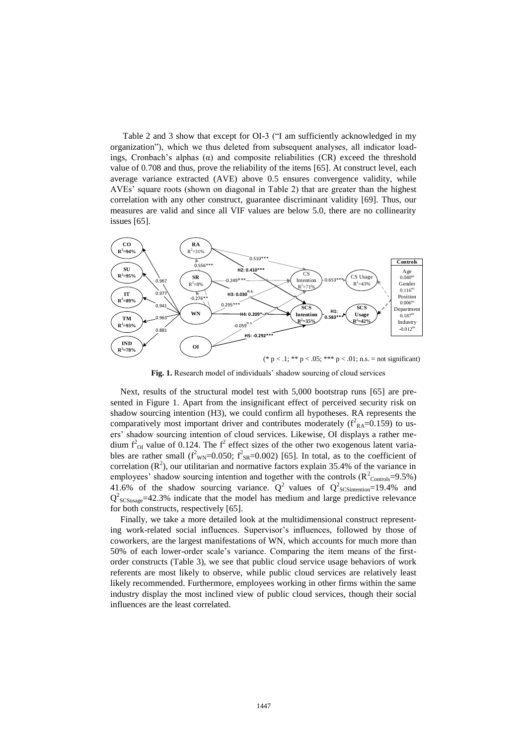Table 2 and 3 show that except for OI-3 ("I am sufficiently acknowledged in my organization"), which we thus deleted from subsequent analyses, all indicator loadings, Cronbach's alphas (α) and composite reliabilities (CR) exceed the threshold value of 0.708 and thus, prove the reliability of the items [65]. At construct level, each average variance extracted (AVE) above 0.5 ensures convergence validity, while AVEs' square roots (shown on diagonal in Table 2) that are greater than the highest correlation with any other construct, guarantee discriminant validity [69]. Thus, our measures are valid and since all VIF values are below 5.0, there are no collinearity issues [65].

(* p < .1; ** p < .05; *** p < .01; n.s. = not significant)

**Fig. 1.** Research model of individuals' shadow sourcing of cloud services

Next, results of the structural model test with 5,000 bootstrap runs [65] are presented in Figure 1. Apart from the insignificant effect of perceived security risk on shadow sourcing intention (H3), we could confirm all hypotheses. RA represents the comparatively most important driver and contributes moderately ($f^2_{RA}$=0.159) to users' shadow sourcing intention of cloud services. Likewise, OI displays a rather medium $f^2_{OI}$ value of 0.124. The $f^2$ effect sizes of the other two exogenous latent variables are rather small ($f^2_{WN}$=0.050; $f^2_{SR}$=0.002) [65]. In total, as to the coefficient of correlation ($R^2$), our utilitarian and normative factors explain 35.4% of the variance in employees' shadow sourcing intention and together with the controls ($R^2_{Controls}$=9.5%) 41.6% of the shadow sourcing variance. $Q^2$ values of $Q^2_{SCSintention}$=19.4% and $Q^2_{SCSusage}$=42.3% indicate that the model has medium and large predictive relevance for both constructs, respectively [65].

Finally, we take a more detailed look at the multidimensional construct representing work-related social influences. Supervisor's influences, followed by those of coworkers, are the largest manifestations of WN, which accounts for much more than 50% of each lower-order scale's variance. Comparing the item means of the first-order constructs (Table 3), we see that public cloud service usage behaviors of work referents are most likely to observe, while public cloud services are relatively least likely recommended. Furthermore, employees working in other firms within the same industry display the most inclined view of public cloud services, though their social influences are the least correlated.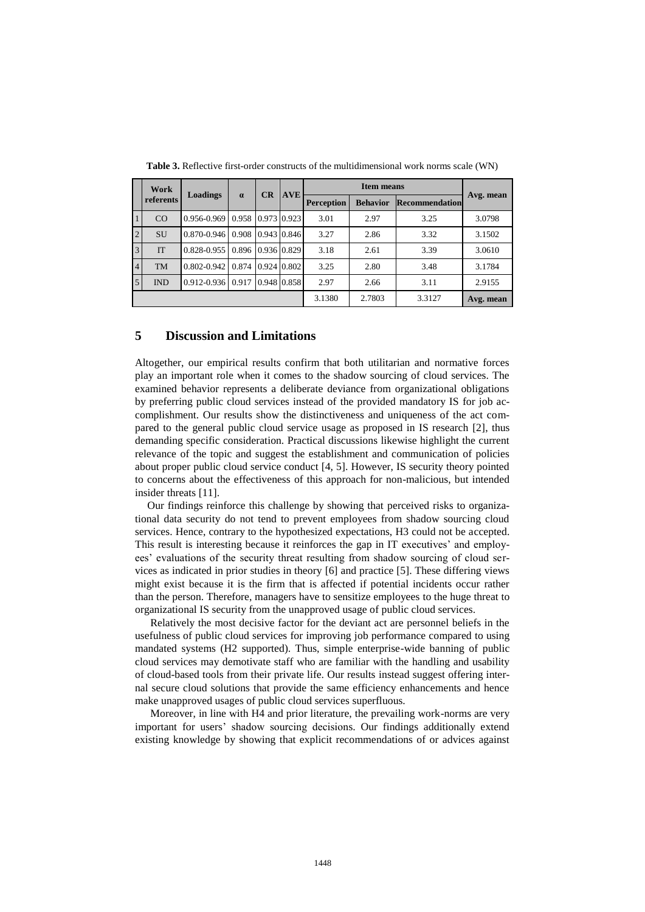**Table 3.** Reflective first-order constructs of the multidimensional work norms scale (WN)

| | Work referents | Loadings | α | CR | AVE | Item means | | | Avg. mean |
|---|---|---|---|---|---|---|---|---|---|
| | | | | | | Perception | Behavior | Recommendation | |
| 1 | CO | 0.956-0.969 | 0.958 | 0.973 | 0.923 | 3.01 | 2.97 | 3.25 | 3.0798 |
| 2 | SU | 0.870-0.946 | 0.908 | 0.943 | 0.846 | 3.27 | 2.86 | 3.32 | 3.1502 |
| 3 | IT | 0.828-0.955 | 0.896 | 0.936 | 0.829 | 3.18 | 2.61 | 3.39 | 3.0610 |
| 4 | TM | 0.802-0.942 | 0.874 | 0.924 | 0.802 | 3.25 | 2.80 | 3.48 | 3.1784 |
| 5 | IND | 0.912-0.936 | 0.917 | 0.948 | 0.858 | 2.97 | 2.66 | 3.11 | 2.9155 |
| | | | | | | 3.1380 | 2.7803 | 3.3127 | Avg. mean |

## 5 Discussion and Limitations

Altogether, our empirical results confirm that both utilitarian and normative forces play an important role when it comes to the shadow sourcing of cloud services. The examined behavior represents a deliberate deviance from organizational obligations by preferring public cloud services instead of the provided mandatory IS for job accomplishment. Our results show the distinctiveness and uniqueness of the act compared to the general public cloud service usage as proposed in IS research [2], thus demanding specific consideration. Practical discussions likewise highlight the current relevance of the topic and suggest the establishment and communication of policies about proper public cloud service conduct [4, 5]. However, IS security theory pointed to concerns about the effectiveness of this approach for non-malicious, but intended insider threats [11].

Our findings reinforce this challenge by showing that perceived risks to organizational data security do not tend to prevent employees from shadow sourcing cloud services. Hence, contrary to the hypothesized expectations, H3 could not be accepted. This result is interesting because it reinforces the gap in IT executives' and employees' evaluations of the security threat resulting from shadow sourcing of cloud services as indicated in prior studies in theory [6] and practice [5]. These differing views might exist because it is the firm that is affected if potential incidents occur rather than the person. Therefore, managers have to sensitize employees to the huge threat to organizational IS security from the unapproved usage of public cloud services.

Relatively the most decisive factor for the deviant act are personnel beliefs in the usefulness of public cloud services for improving job performance compared to using mandated systems (H2 supported). Thus, simple enterprise-wide banning of public cloud services may demotivate staff who are familiar with the handling and usability of cloud-based tools from their private life. Our results instead suggest offering internal secure cloud solutions that provide the same efficiency enhancements and hence make unapproved usages of public cloud services superfluous.

Moreover, in line with H4 and prior literature, the prevailing work-norms are very important for users' shadow sourcing decisions. Our findings additionally extend existing knowledge by showing that explicit recommendations of or advices against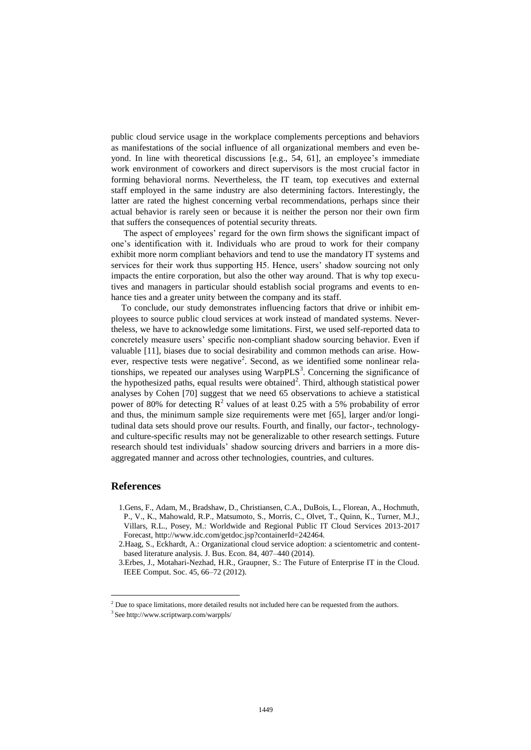public cloud service usage in the workplace complements perceptions and behaviors as manifestations of the social influence of all organizational members and even beyond. In line with theoretical discussions [e.g., 54, 61], an employee's immediate work environment of coworkers and direct supervisors is the most crucial factor in forming behavioral norms. Nevertheless, the IT team, top executives and external staff employed in the same industry are also determining factors. Interestingly, the latter are rated the highest concerning verbal recommendations, perhaps since their actual behavior is rarely seen or because it is neither the person nor their own firm that suffers the consequences of potential security threats.

The aspect of employees' regard for the own firm shows the significant impact of one's identification with it. Individuals who are proud to work for their company exhibit more norm compliant behaviors and tend to use the mandatory IT systems and services for their work thus supporting H5. Hence, users' shadow sourcing not only impacts the entire corporation, but also the other way around. That is why top executives and managers in particular should establish social programs and events to enhance ties and a greater unity between the company and its staff.

To conclude, our study demonstrates influencing factors that drive or inhibit employees to source public cloud services at work instead of mandated systems. Nevertheless, we have to acknowledge some limitations. First, we used self-reported data to concretely measure users' specific non-compliant shadow sourcing behavior. Even if valuable [11], biases due to social desirability and common methods can arise. However, respective tests were negative[2]. Second, as we identified some nonlinear relationships, we repeated our analyses using WarpPLS[3]. Concerning the significance of the hypothesized paths, equal results were obtained[2]. Third, although statistical power analyses by Cohen [70] suggest that we need 65 observations to achieve a statistical power of 80% for detecting $R^2$ values of at least 0.25 with a 5% probability of error and thus, the minimum sample size requirements were met [65], larger and/or longitudinal data sets should prove our results. Fourth, and finally, our factor-, technology- and culture-specific results may not be generalizable to other research settings. Future research should test individuals' shadow sourcing drivers and barriers in a more disaggregated manner and across other technologies, countries, and cultures.

## References

1. Gens, F., Adam, M., Bradshaw, D., Christiansen, C.A., DuBois, L., Florean, A., Hochmuth, P., V., K., Mahowald, R.P., Matsumoto, S., Morris, C., Olvet, T., Quinn, K., Turner, M.J., Villars, R.L., Posey, M.: Worldwide and Regional Public IT Cloud Services 2013-2017 Forecast, http://www.idc.com/getdoc.jsp?containerId=242464.
2. Haag, S., Eckhardt, A.: Organizational cloud service adoption: a scientometric and content-based literature analysis. J. Bus. Econ. 84, 407–440 (2014).
3. Erbes, J., Motahari-Nezhad, H.R., Graupner, S.: The Future of Enterprise IT in the Cloud. IEEE Comput. Soc. 45, 66–72 (2012).

[2] Due to space limitations, more detailed results not included here can be requested from the authors.

[3] See http://www.scriptwarp.com/warppls/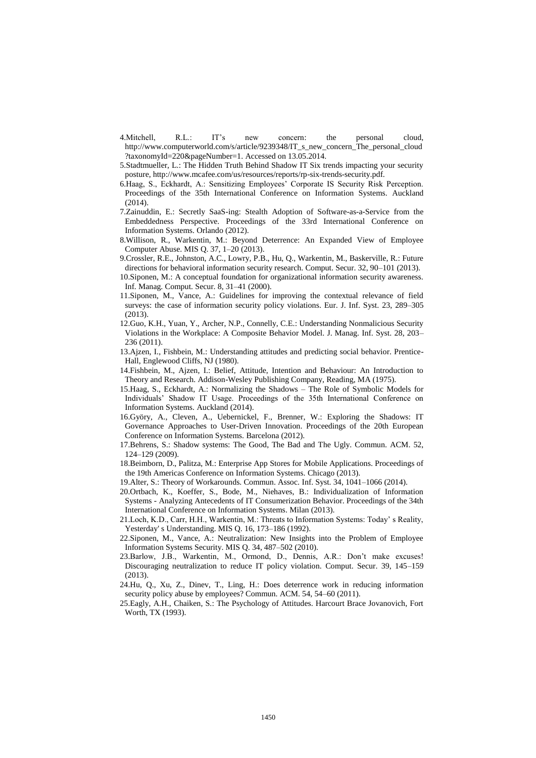4. Mitchell, R.L.: IT's new concern: the personal cloud, http://www.computerworld.com/s/article/9239348/IT_s_new_concern_The_personal_cloud?taxonomyId=220&pageNumber=1. Accessed on 13.05.2014.
5. Stadtmueller, L.: The Hidden Truth Behind Shadow IT Six trends impacting your security posture, http://www.mcafee.com/us/resources/reports/rp-six-trends-security.pdf.
6. Haag, S., Eckhardt, A.: Sensitizing Employees' Corporate IS Security Risk Perception. Proceedings of the 35th International Conference on Information Systems. Auckland (2014).
7. Zainuddin, E.: Secretly SaaS-ing: Stealth Adoption of Software-as-a-Service from the Embeddedness Perspective. Proceedings of the 33rd International Conference on Information Systems. Orlando (2012).
8. Willison, R., Warkentin, M.: Beyond Deterrence: An Expanded View of Employee Computer Abuse. MIS Q. 37, 1–20 (2013).
9. Crossler, R.E., Johnston, A.C., Lowry, P.B., Hu, Q., Warkentin, M., Baskerville, R.: Future directions for behavioral information security research. Comput. Secur. 32, 90–101 (2013).
10. Siponen, M.: A conceptual foundation for organizational information security awareness. Inf. Manag. Comput. Secur. 8, 31–41 (2000).
11. Siponen, M., Vance, A.: Guidelines for improving the contextual relevance of field surveys: the case of information security policy violations. Eur. J. Inf. Syst. 23, 289–305 (2013).
12. Guo, K.H., Yuan, Y., Archer, N.P., Connelly, C.E.: Understanding Nonmalicious Security Violations in the Workplace: A Composite Behavior Model. J. Manag. Inf. Syst. 28, 203–236 (2011).
13. Ajzen, I., Fishbein, M.: Understanding attitudes and predicting social behavior. Prentice-Hall, Englewood Cliffs, NJ (1980).
14. Fishbein, M., Ajzen, I.: Belief, Attitude, Intention and Behaviour: An Introduction to Theory and Research. Addison-Wesley Publishing Company, Reading, MA (1975).
15. Haag, S., Eckhardt, A.: Normalizing the Shadows – The Role of Symbolic Models for Individuals' Shadow IT Usage. Proceedings of the 35th International Conference on Information Systems. Auckland (2014).
16. Györy, A., Cleven, A., Uebernickel, F., Brenner, W.: Exploring the Shadows: IT Governance Approaches to User-Driven Innovation. Proceedings of the 20th European Conference on Information Systems. Barcelona (2012).
17. Behrens, S.: Shadow systems: The Good, The Bad and The Ugly. Commun. ACM. 52, 124–129 (2009).
18. Beimborn, D., Palitza, M.: Enterprise App Stores for Mobile Applications. Proceedings of the 19th Americas Conference on Information Systems. Chicago (2013).
19. Alter, S.: Theory of Workarounds. Commun. Assoc. Inf. Syst. 34, 1041–1066 (2014).
20. Ortbach, K., Koeffer, S., Bode, M., Niehaves, B.: Individualization of Information Systems - Analyzing Antecedents of IT Consumerization Behavior. Proceedings of the 34th International Conference on Information Systems. Milan (2013).
21. Loch, K.D., Carr, H.H., Warkentin, M.: Threats to Information Systems: Today' s Reality, Yesterday' s Understanding. MIS Q. 16, 173–186 (1992).
22. Siponen, M., Vance, A.: Neutralization: New Insights into the Problem of Employee Information Systems Security. MIS Q. 34, 487–502 (2010).
23. Barlow, J.B., Warkentin, M., Ormond, D., Dennis, A.R.: Don't make excuses! Discouraging neutralization to reduce IT policy violation. Comput. Secur. 39, 145–159 (2013).
24. Hu, Q., Xu, Z., Dinev, T., Ling, H.: Does deterrence work in reducing information security policy abuse by employees? Commun. ACM. 54, 54–60 (2011).
25. Eagly, A.H., Chaiken, S.: The Psychology of Attitudes. Harcourt Brace Jovanovich, Fort Worth, TX (1993).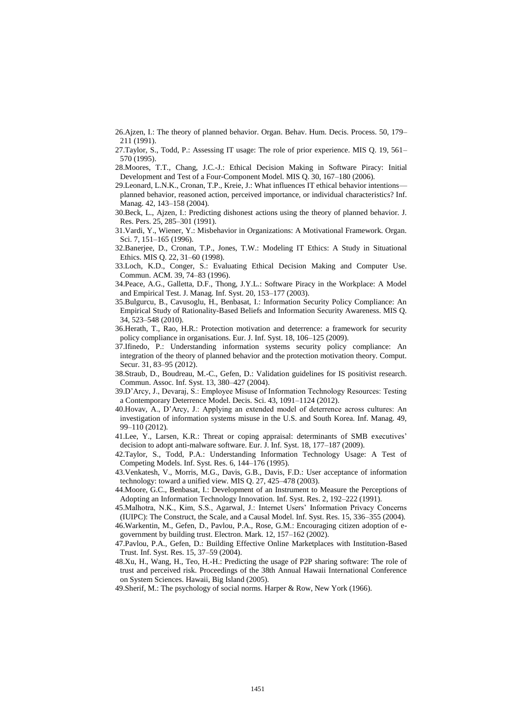26. Ajzen, I.: The theory of planned behavior. Organ. Behav. Hum. Decis. Process. 50, 179–211 (1991).
27. Taylor, S., Todd, P.: Assessing IT usage: The role of prior experience. MIS Q. 19, 561–570 (1995).
28. Moores, T.T., Chang, J.C.-J.: Ethical Decision Making in Software Piracy: Initial Development and Test of a Four-Component Model. MIS Q. 30, 167–180 (2006).
29. Leonard, L.N.K., Cronan, T.P., Kreie, J.: What influences IT ethical behavior intentions—planned behavior, reasoned action, perceived importance, or individual characteristics? Inf. Manag. 42, 143–158 (2004).
30. Beck, L., Ajzen, I.: Predicting dishonest actions using the theory of planned behavior. J. Res. Pers. 25, 285–301 (1991).
31. Vardi, Y., Wiener, Y.: Misbehavior in Organizations: A Motivational Framework. Organ. Sci. 7, 151–165 (1996).
32. Banerjee, D., Cronan, T.P., Jones, T.W.: Modeling IT Ethics: A Study in Situational Ethics. MIS Q. 22, 31–60 (1998).
33. Loch, K.D., Conger, S.: Evaluating Ethical Decision Making and Computer Use. Commun. ACM. 39, 74–83 (1996).
34. Peace, A.G., Galletta, D.F., Thong, J.Y.L.: Software Piracy in the Workplace: A Model and Empirical Test. J. Manag. Inf. Syst. 20, 153–177 (2003).
35. Bulgurcu, B., Cavusoglu, H., Benbasat, I.: Information Security Policy Compliance: An Empirical Study of Rationality-Based Beliefs and Information Security Awareness. MIS Q. 34, 523–548 (2010).
36. Herath, T., Rao, H.R.: Protection motivation and deterrence: a framework for security policy compliance in organisations. Eur. J. Inf. Syst. 18, 106–125 (2009).
37. Ifinedo, P.: Understanding information systems security policy compliance: An integration of the theory of planned behavior and the protection motivation theory. Comput. Secur. 31, 83–95 (2012).
38. Straub, D., Boudreau, M.-C., Gefen, D.: Validation guidelines for IS positivist research. Commun. Assoc. Inf. Syst. 13, 380–427 (2004).
39. D'Arcy, J., Devaraj, S.: Employee Misuse of Information Technology Resources: Testing a Contemporary Deterrence Model. Decis. Sci. 43, 1091–1124 (2012).
40. Hovav, A., D'Arcy, J.: Applying an extended model of deterrence across cultures: An investigation of information systems misuse in the U.S. and South Korea. Inf. Manag. 49, 99–110 (2012).
41. Lee, Y., Larsen, K.R.: Threat or coping appraisal: determinants of SMB executives' decision to adopt anti-malware software. Eur. J. Inf. Syst. 18, 177–187 (2009).
42. Taylor, S., Todd, P.A.: Understanding Information Technology Usage: A Test of Competing Models. Inf. Syst. Res. 6, 144–176 (1995).
43. Venkatesh, V., Morris, M.G., Davis, G.B., Davis, F.D.: User acceptance of information technology: toward a unified view. MIS Q. 27, 425–478 (2003).
44. Moore, G.C., Benbasat, I.: Development of an Instrument to Measure the Perceptions of Adopting an Information Technology Innovation. Inf. Syst. Res. 2, 192–222 (1991).
45. Malhotra, N.K., Kim, S.S., Agarwal, J.: Internet Users' Information Privacy Concerns (IUIPC): The Construct, the Scale, and a Causal Model. Inf. Syst. Res. 15, 336–355 (2004).
46. Warkentin, M., Gefen, D., Pavlou, P.A., Rose, G.M.: Encouraging citizen adoption of e-government by building trust. Electron. Mark. 12, 157–162 (2002).
47. Pavlou, P.A., Gefen, D.: Building Effective Online Marketplaces with Institution-Based Trust. Inf. Syst. Res. 15, 37–59 (2004).
48. Xu, H., Wang, H., Teo, H.-H.: Predicting the usage of P2P sharing software: The role of trust and perceived risk. Proceedings of the 38th Annual Hawaii International Conference on System Sciences. Hawaii, Big Island (2005).
49. Sherif, M.: The psychology of social norms. Harper & Row, New York (1966).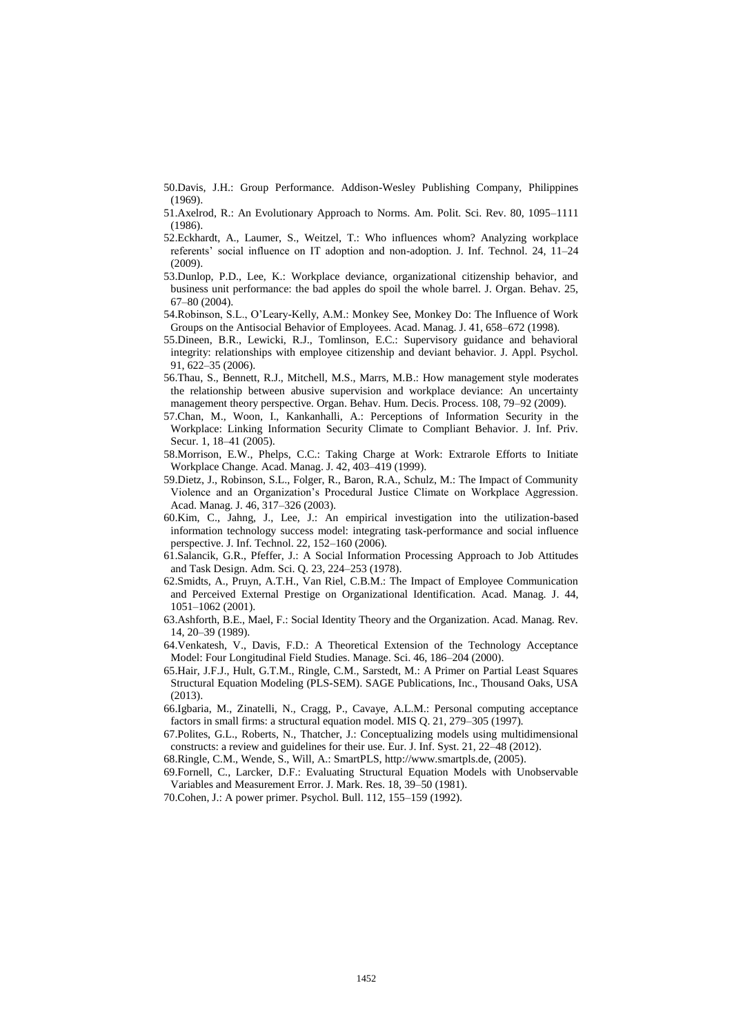50. Davis, J.H.: Group Performance. Addison-Wesley Publishing Company, Philippines (1969).
51. Axelrod, R.: An Evolutionary Approach to Norms. Am. Polit. Sci. Rev. 80, 1095–1111 (1986).
52. Eckhardt, A., Laumer, S., Weitzel, T.: Who influences whom? Analyzing workplace referents' social influence on IT adoption and non-adoption. J. Inf. Technol. 24, 11–24 (2009).
53. Dunlop, P.D., Lee, K.: Workplace deviance, organizational citizenship behavior, and business unit performance: the bad apples do spoil the whole barrel. J. Organ. Behav. 25, 67–80 (2004).
54. Robinson, S.L., O'Leary-Kelly, A.M.: Monkey See, Monkey Do: The Influence of Work Groups on the Antisocial Behavior of Employees. Acad. Manag. J. 41, 658–672 (1998).
55. Dineen, B.R., Lewicki, R.J., Tomlinson, E.C.: Supervisory guidance and behavioral integrity: relationships with employee citizenship and deviant behavior. J. Appl. Psychol. 91, 622–35 (2006).
56. Thau, S., Bennett, R.J., Mitchell, M.S., Marrs, M.B.: How management style moderates the relationship between abusive supervision and workplace deviance: An uncertainty management theory perspective. Organ. Behav. Hum. Decis. Process. 108, 79–92 (2009).
57. Chan, M., Woon, I., Kankanhalli, A.: Perceptions of Information Security in the Workplace: Linking Information Security Climate to Compliant Behavior. J. Inf. Priv. Secur. 1, 18–41 (2005).
58. Morrison, E.W., Phelps, C.C.: Taking Charge at Work: Extrarole Efforts to Initiate Workplace Change. Acad. Manag. J. 42, 403–419 (1999).
59. Dietz, J., Robinson, S.L., Folger, R., Baron, R.A., Schulz, M.: The Impact of Community Violence and an Organization's Procedural Justice Climate on Workplace Aggression. Acad. Manag. J. 46, 317–326 (2003).
60. Kim, C., Jahng, J., Lee, J.: An empirical investigation into the utilization-based information technology success model: integrating task-performance and social influence perspective. J. Inf. Technol. 22, 152–160 (2006).
61. Salancik, G.R., Pfeffer, J.: A Social Information Processing Approach to Job Attitudes and Task Design. Adm. Sci. Q. 23, 224–253 (1978).
62. Smidts, A., Pruyn, A.T.H., Van Riel, C.B.M.: The Impact of Employee Communication and Perceived External Prestige on Organizational Identification. Acad. Manag. J. 44, 1051–1062 (2001).
63. Ashforth, B.E., Mael, F.: Social Identity Theory and the Organization. Acad. Manag. Rev. 14, 20–39 (1989).
64. Venkatesh, V., Davis, F.D.: A Theoretical Extension of the Technology Acceptance Model: Four Longitudinal Field Studies. Manage. Sci. 46, 186–204 (2000).
65. Hair, J.F.J., Hult, G.T.M., Ringle, C.M., Sarstedt, M.: A Primer on Partial Least Squares Structural Equation Modeling (PLS-SEM). SAGE Publications, Inc., Thousand Oaks, USA (2013).
66. Igbaria, M., Zinatelli, N., Cragg, P., Cavaye, A.L.M.: Personal computing acceptance factors in small firms: a structural equation model. MIS Q. 21, 279–305 (1997).
67. Polites, G.L., Roberts, N., Thatcher, J.: Conceptualizing models using multidimensional constructs: a review and guidelines for their use. Eur. J. Inf. Syst. 21, 22–48 (2012).
68. Ringle, C.M., Wende, S., Will, A.: SmartPLS, http://www.smartpls.de, (2005).
69. Fornell, C., Larcker, D.F.: Evaluating Structural Equation Models with Unobservable Variables and Measurement Error. J. Mark. Res. 18, 39–50 (1981).
70. Cohen, J.: A power primer. Psychol. Bull. 112, 155–159 (1992).